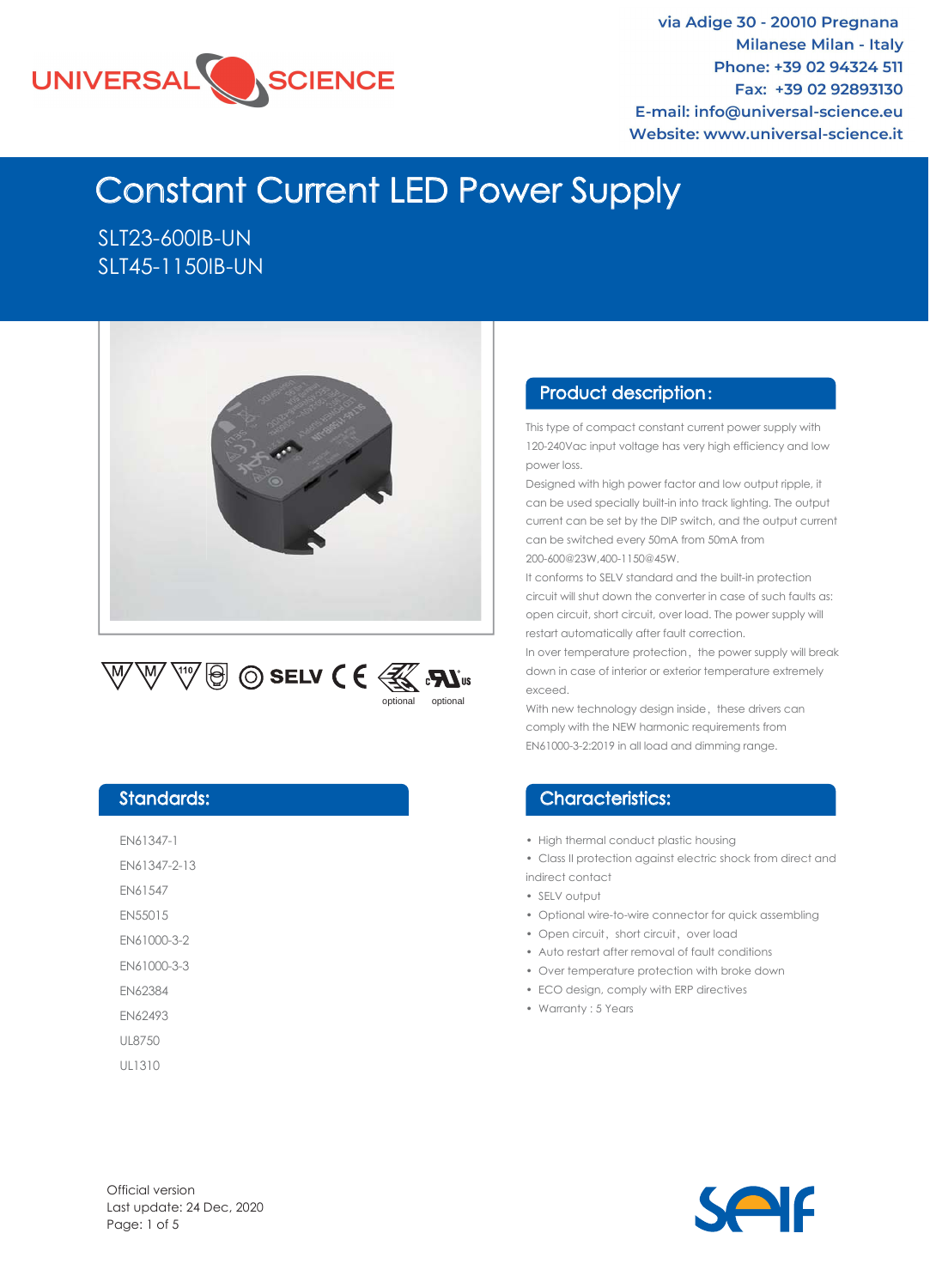UNIVERSAL SCIENCE

via Adige 30 - 20010 Pregnana
Milanese Milan - Italy
Phone: +39 02 94324 511
Fax: +39 02 92893130
E-mail: info@universal-science.eu
Website: www.universal-science.it

# Constant Current LED Power Supply

SLT23-600IB-UN
SLT45-1150IB-UN

optional optional

## Product description:

This type of compact constant current power supply with 120-240Vac input voltage has very high efficiency and low power loss.

Designed with high power factor and low output ripple, it can be used specially built-in into track lighting. The output current can be set by the DIP switch, and the output current can be switched every 50mA from 50mA from 200-600@23W,400-1150@45W.

It conforms to SELV standard and the built-in protection circuit will shut down the converter in case of such faults as: open circuit, short circuit, over load. The power supply will restart automatically after fault correction.

In over temperature protection, the power supply will break down in case of interior or exterior temperature extremely exceed.

With new technology design inside, these drivers can comply with the NEW harmonic requirements from EN61000-3-2:2019 in all load and dimming range.

## Standards:

EN61347-1
EN61347-2-13
EN61547
EN55015
EN61000-3-2
EN61000-3-3
EN62384
EN62493
UL8750
UL1310

## Characteristics:

- High thermal conduct plastic housing
- Class II protection against electric shock from direct and indirect contact
- SELV output
- Optional wire-to-wire connector for quick assembling
- Open circuit, short circuit, over load
- Auto restart after removal of fault conditions
- Over temperature protection with broke down
- ECO design, comply with ERP directives
- Warranty : 5 Years

Official version
Last update: 24 Dec, 2020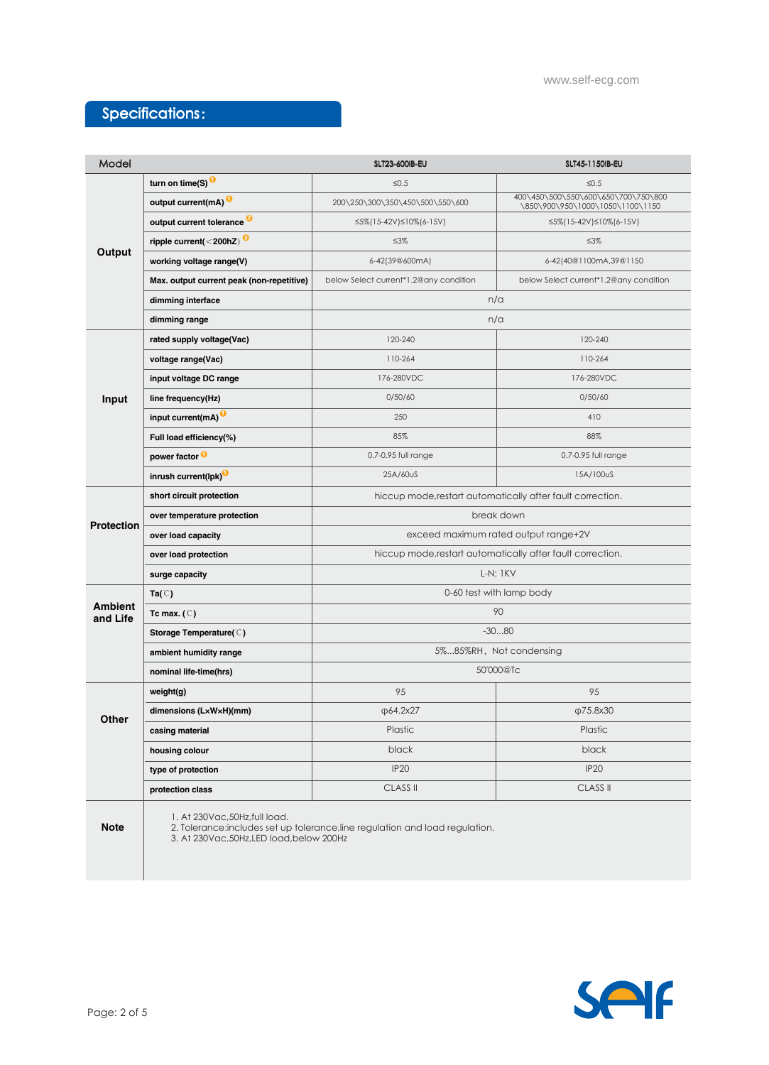## Specifications:

| Model | | SLT23-600IB-EU | SLT45-1150IB-EU |
|---|---|---|---|
| Output | turn on time(S) [1] | ≤0.5 | ≤0.5 |
| | output current(mA) [1] | 200\250\300\350\450\500\550\600 | 400\450\500\550\600\650\700\750\800\850\900\950\1000\1050\1100\1150 |
| | output current tolerance [2] | ≤5%(15-42V)≤10%(6-15V) | ≤5%(15-42V)≤10%(6-15V) |
| | ripple current(<200hZ) [3] | ≤3% | ≤3% |
| | working voltage range(V) | 6-42(39@600mA) | 6-42(40@1100mA,39@1150 |
| | Max. output current peak (non-repetitive) | below Select current*1.2@any condition | below Select current*1.2@any condition |
| | dimming interface | n/a | |
| | dimming range | n/a | |
| Input | rated supply voltage(Vac) | 120-240 | 120-240 |
| | voltage range(Vac) | 110-264 | 110-264 |
| | input voltage DC range | 176-280VDC | 176-280VDC |
| | line frequency(Hz) | 0/50/60 | 0/50/60 |
| | input current(mA) [1] | 250 | 410 |
| | Full load efficiency(%) | 85% | 88% |
| | power factor [1] | 0.7-0.95 full range | 0.7-0.95 full range |
| | inrush current(Ipk) [1] | 25A/60uS | 15A/100uS |
| Protection | short circuit protection | hiccup mode,restart automatically after fault correction. | |
| | over temperature protection | break down | |
| | over load capacity | exceed maximum rated output range+2V | |
| | over load protection | hiccup mode,restart automatically after fault correction. | |
| | surge capacity | L-N: 1KV | |
| Ambient and Life | Ta(℃) | 0-60 test with lamp body | |
| | Tc max. (℃) | 90 | |
| | Storage Temperature(℃) | -30...80 | |
| | ambient humidity range | 5%...85%RH，Not condensing | |
| | nominal life-time(hrs) | 50'000@Tc | |
| Other | weight(g) | 95 | 95 |
| | dimensions (LxWxH)(mm) | φ64.2x27 | φ75.8x30 |
| | casing material | Plastic | Plastic |
| | housing colour | black | black |
| | type of protection | IP20 | IP20 |
| | protection class | CLASS II | CLASS II |
| Note | 1. At 230Vac,50Hz,full load.<br>2. Tolerance:includes set up tolerance,line regulation and load regulation.<br>3. At 230Vac,50Hz,LED load,below 200Hz | | |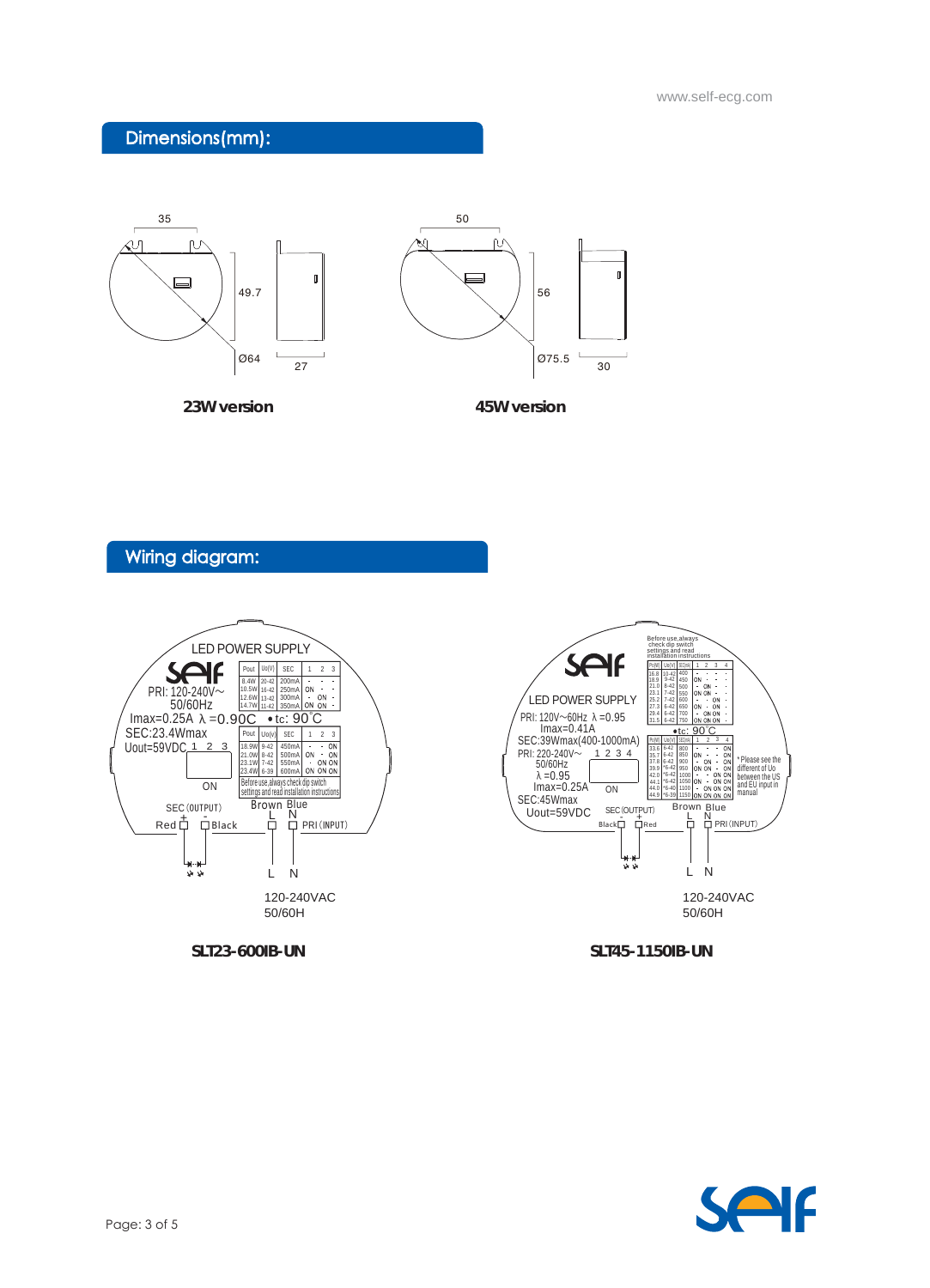## Dimensions(mm):

35

49.7

Ø64

27

**23W version**

50

56

Ø75.5

30

**45W version**

## Wiring diagram:

LED POWER SUPPLY

PRI: 120-240V~ 50/60Hz

Imax=0.25A λ =0.90C •tc: 90°C

SEC:23.4Wmax

Uout=59VDC

| Pout | Uo(V) | SEC | 1 | 2 | 3 |
|---|---|---|---|---|---|
| 8.4W | 20-42 | 200mA | - | - | - |
| 10.5W | 16-42 | 250mA | ON | - | - |
| 12.6W | 13-42 | 300mA | - | ON | - |
| 14.7W | 11-42 | 350mA | ON | ON | - |

| Pout | Uo(V) | SEC | 1 | 2 | 3 |
|---|---|---|---|---|---|
| 18.9W | 9-42 | 450mA | - | - | ON |
| 21.0W | 8-42 | 500mA | ON | - | ON |
| 23.1W | 7-42 | 550mA | - | ON | ON |
| 23.4W | 6-39 | 600mA | ON | ON | ON |

Before use,always check dip switch settings and read installation instructions

SEC (OUTPUT) + - Red Black

Brown Blue L N PRI (INPUT)

L N

120-240VAC 50/60H

**SLT23-600IB-UN**

Before use,always check dip switch settings and read installation instructions

LED POWER SUPPLY

PRI: 120V~60Hz λ =0.95

Imax=0.41A

SEC:39Wmax(400-1000mA)

PRI: 220-240V~ 50/60Hz

λ =0.95

Imax=0.25A

SEC:45Wmax

Uout=59VDC

•tc: 90°C

| Po(W) | Uo(V) | SEC(mA) | 1 | 2 | 3 | 4 |
|---|---|---|---|---|---|---|
| 16.8 | 10-42 | 400 | - | - | - | - |
| 18.9 | 9-42 | 450 | ON | - | - | - |
| 21.0 | 8-42 | 500 | - | ON | - | - |
| 23.1 | 7-42 | 550 | ON | ON | - | - |
| 25.2 | 7-42 | 600 | - | - | ON | - |
| 27.3 | 6-42 | 650 | ON | - | ON | - |
| 29.4 | 6-42 | 700 | - | ON | ON | - |
| 31.5 | 6-42 | 750 | ON | ON | ON | - |

| Po(W) | Uo(V) | SEC(mA) | 1 | 2 | 3 | 4 |
|---|---|---|---|---|---|---|
| 33.6 | 6-42 | 800 | - | - | - | ON |
| 35.7 | 6-42 | 850 | ON | - | - | ON |
| 37.8 | 6-42 | 900 | - | ON | - | ON |
| 39.9 | *6-42 | 950 | ON | ON | - | ON |
| 42.0 | *6-42 | 1000 | - | - | ON | ON |
| 44.1 | *6-42 | 1050 | ON | - | ON | ON |
| 44.0 | *6-40 | 1100 | - | ON | ON | ON |
| 44.9 | *6-39 | 1150 | ON | ON | ON | ON |

*Please see the different of Uo between the US and EU input in manual

SEC (OUTPUT) - + Black Red

Brown Blue L N PRI (INPUT)

L N

120-240VAC 50/60H

**SLT45-1150IB-UN**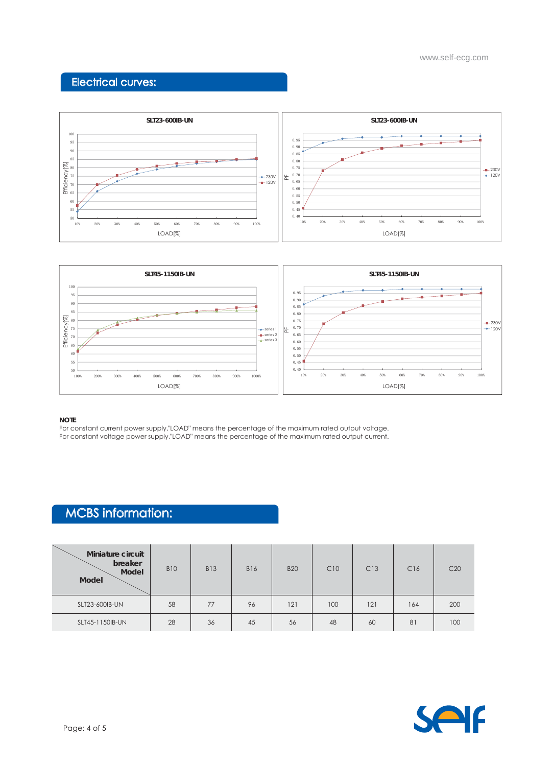## Electrical curves:

**NOTE**

For constant current power supply,"LOAD" means the percentage of the maximum rated output voltage.
For constant voltage power supply,"LOAD" means the percentage of the maximum rated output current.

## MCBS information:

| Miniature circuit breaker Model / Model | B10 | B13 | B16 | B20 | C10 | C13 | C16 | C20 |
|---|---|---|---|---|---|---|---|---|
| SLT23-600IB-UN | 58 | 77 | 96 | 121 | 100 | 121 | 164 | 200 |
| SLT45-1150IB-UN | 28 | 36 | 45 | 56 | 48 | 60 | 81 | 100 |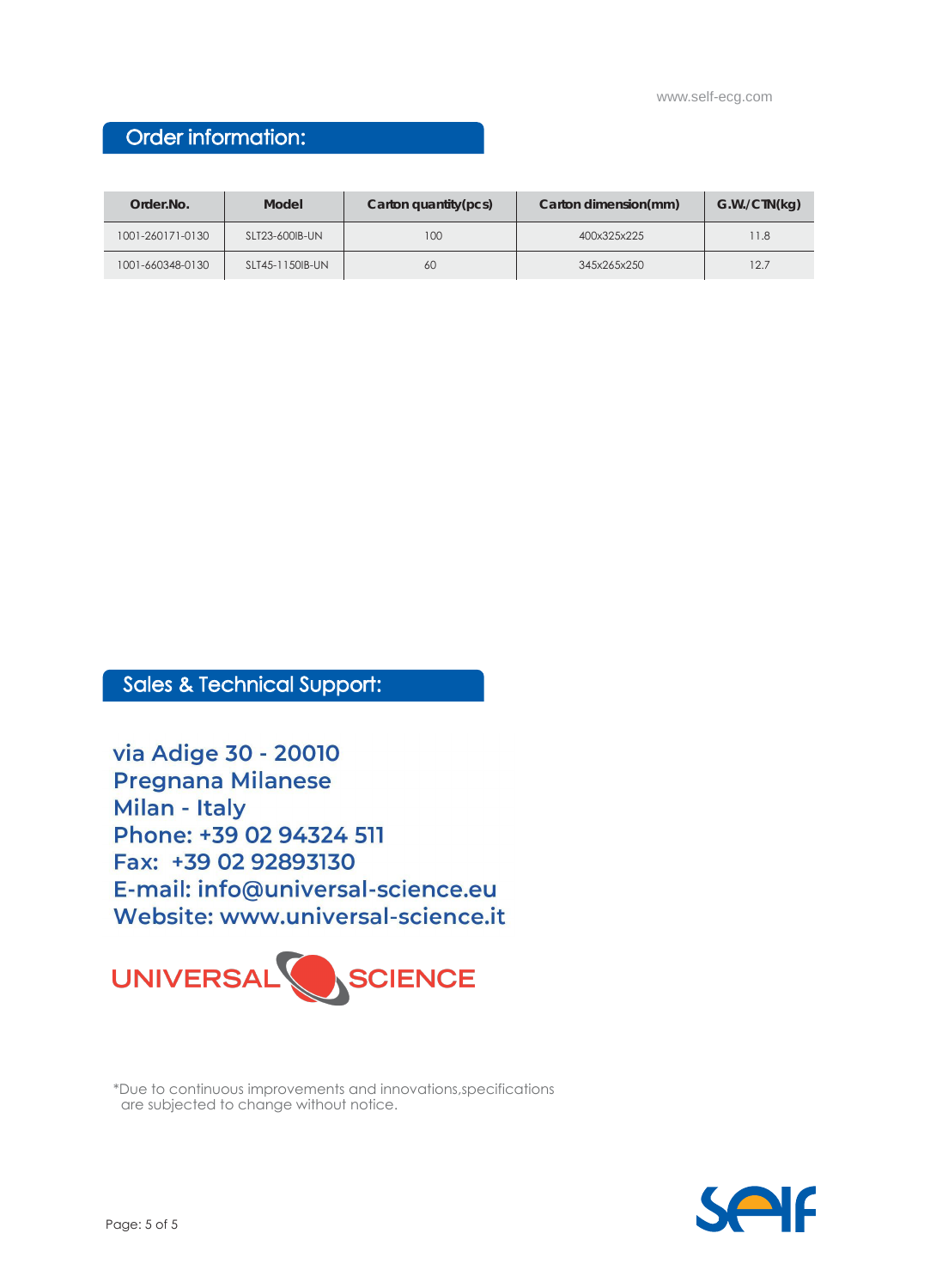## Order information:

| Order.No. | Model | Carton quantity(pcs) | Carton dimension(mm) | G.W./CTN(kg) |
|---|---|---|---|---|
| 1001-260171-0130 | SLT23-600IB-UN | 100 | 400x325x225 | 11.8 |
| 1001-660348-0130 | SLT45-1150IB-UN | 60 | 345x265x250 | 12.7 |

## Sales & Technical Support:

via Adige 30 - 20010
Pregnana Milanese
Milan - Italy
Phone: +39 02 94324 511
Fax: +39 02 92893130
E-mail: info@universal-science.eu
Website: www.universal-science.it

UNIVERSAL SCIENCE

*Due to continuous improvements and innovations,specifications are subjected to change without notice.